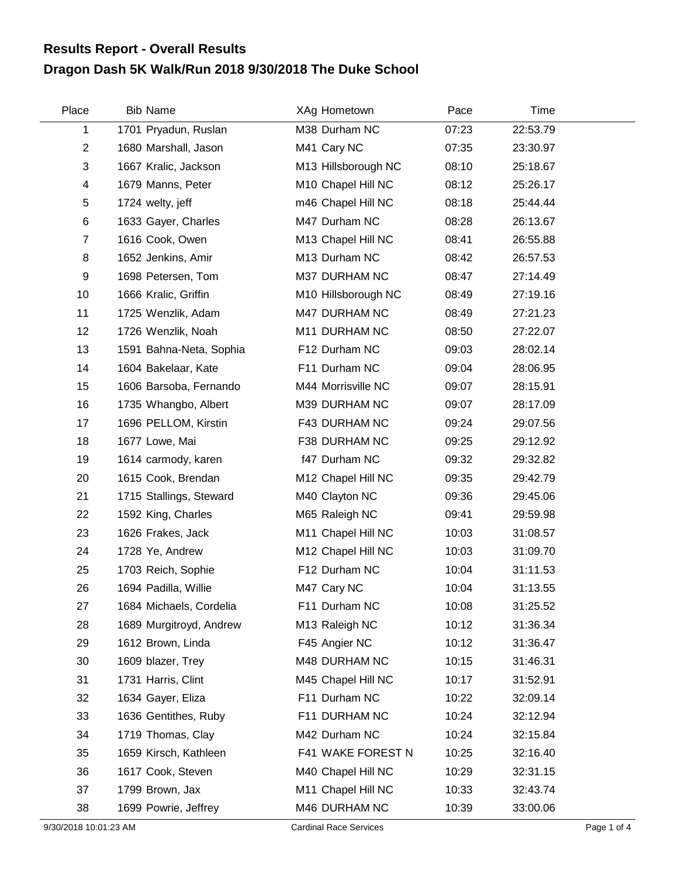## Results Report - Overall Results
## Dragon Dash 5K Walk/Run 2018 9/30/2018 The Duke School

| Place | Bib | Name | XAg | Hometown | Pace | Time |
|---|---|---|---|---|---|---|
| 1 | 1701 | Pryadun, Ruslan | M38 | Durham NC | 07:23 | 22:53.79 |
| 2 | 1680 | Marshall, Jason | M41 | Cary NC | 07:35 | 23:30.97 |
| 3 | 1667 | Kralic, Jackson | M13 | Hillsborough NC | 08:10 | 25:18.67 |
| 4 | 1679 | Manns, Peter | M10 | Chapel Hill NC | 08:12 | 25:26.17 |
| 5 | 1724 | welty, jeff | m46 | Chapel Hill NC | 08:18 | 25:44.44 |
| 6 | 1633 | Gayer, Charles | M47 | Durham NC | 08:28 | 26:13.67 |
| 7 | 1616 | Cook, Owen | M13 | Chapel Hill NC | 08:41 | 26:55.88 |
| 8 | 1652 | Jenkins, Amir | M13 | Durham NC | 08:42 | 26:57.53 |
| 9 | 1698 | Petersen, Tom | M37 | DURHAM NC | 08:47 | 27:14.49 |
| 10 | 1666 | Kralic, Griffin | M10 | Hillsborough NC | 08:49 | 27:19.16 |
| 11 | 1725 | Wenzlik, Adam | M47 | DURHAM NC | 08:49 | 27:21.23 |
| 12 | 1726 | Wenzlik, Noah | M11 | DURHAM NC | 08:50 | 27:22.07 |
| 13 | 1591 | Bahna-Neta, Sophia | F12 | Durham NC | 09:03 | 28:02.14 |
| 14 | 1604 | Bakelaar, Kate | F11 | Durham NC | 09:04 | 28:06.95 |
| 15 | 1606 | Barsoba, Fernando | M44 | Morrisville NC | 09:07 | 28:15.91 |
| 16 | 1735 | Whangbo, Albert | M39 | DURHAM NC | 09:07 | 28:17.09 |
| 17 | 1696 | PELLOM, Kirstin | F43 | DURHAM NC | 09:24 | 29:07.56 |
| 18 | 1677 | Lowe, Mai | F38 | DURHAM NC | 09:25 | 29:12.92 |
| 19 | 1614 | carmody, karen | f47 | Durham NC | 09:32 | 29:32.82 |
| 20 | 1615 | Cook, Brendan | M12 | Chapel Hill NC | 09:35 | 29:42.79 |
| 21 | 1715 | Stallings, Steward | M40 | Clayton NC | 09:36 | 29:45.06 |
| 22 | 1592 | King, Charles | M65 | Raleigh NC | 09:41 | 29:59.98 |
| 23 | 1626 | Frakes, Jack | M11 | Chapel Hill NC | 10:03 | 31:08.57 |
| 24 | 1728 | Ye, Andrew | M12 | Chapel Hill NC | 10:03 | 31:09.70 |
| 25 | 1703 | Reich, Sophie | F12 | Durham NC | 10:04 | 31:11.53 |
| 26 | 1694 | Padilla, Willie | M47 | Cary NC | 10:04 | 31:13.55 |
| 27 | 1684 | Michaels, Cordelia | F11 | Durham NC | 10:08 | 31:25.52 |
| 28 | 1689 | Murgitroyd, Andrew | M13 | Raleigh NC | 10:12 | 31:36.34 |
| 29 | 1612 | Brown, Linda | F45 | Angier NC | 10:12 | 31:36.47 |
| 30 | 1609 | blazer, Trey | M48 | DURHAM NC | 10:15 | 31:46.31 |
| 31 | 1731 | Harris, Clint | M45 | Chapel Hill NC | 10:17 | 31:52.91 |
| 32 | 1634 | Gayer, Eliza | F11 | Durham NC | 10:22 | 32:09.14 |
| 33 | 1636 | Gentithes, Ruby | F11 | DURHAM NC | 10:24 | 32:12.94 |
| 34 | 1719 | Thomas, Clay | M42 | Durham NC | 10:24 | 32:15.84 |
| 35 | 1659 | Kirsch, Kathleen | F41 | WAKE FOREST N | 10:25 | 32:16.40 |
| 36 | 1617 | Cook, Steven | M40 | Chapel Hill NC | 10:29 | 32:31.15 |
| 37 | 1799 | Brown, Jax | M11 | Chapel Hill NC | 10:33 | 32:43.74 |
| 38 | 1699 | Powrie, Jeffrey | M46 | DURHAM NC | 10:39 | 33:00.06 |

9/30/2018 10:01:23 AM — Cardinal Race Services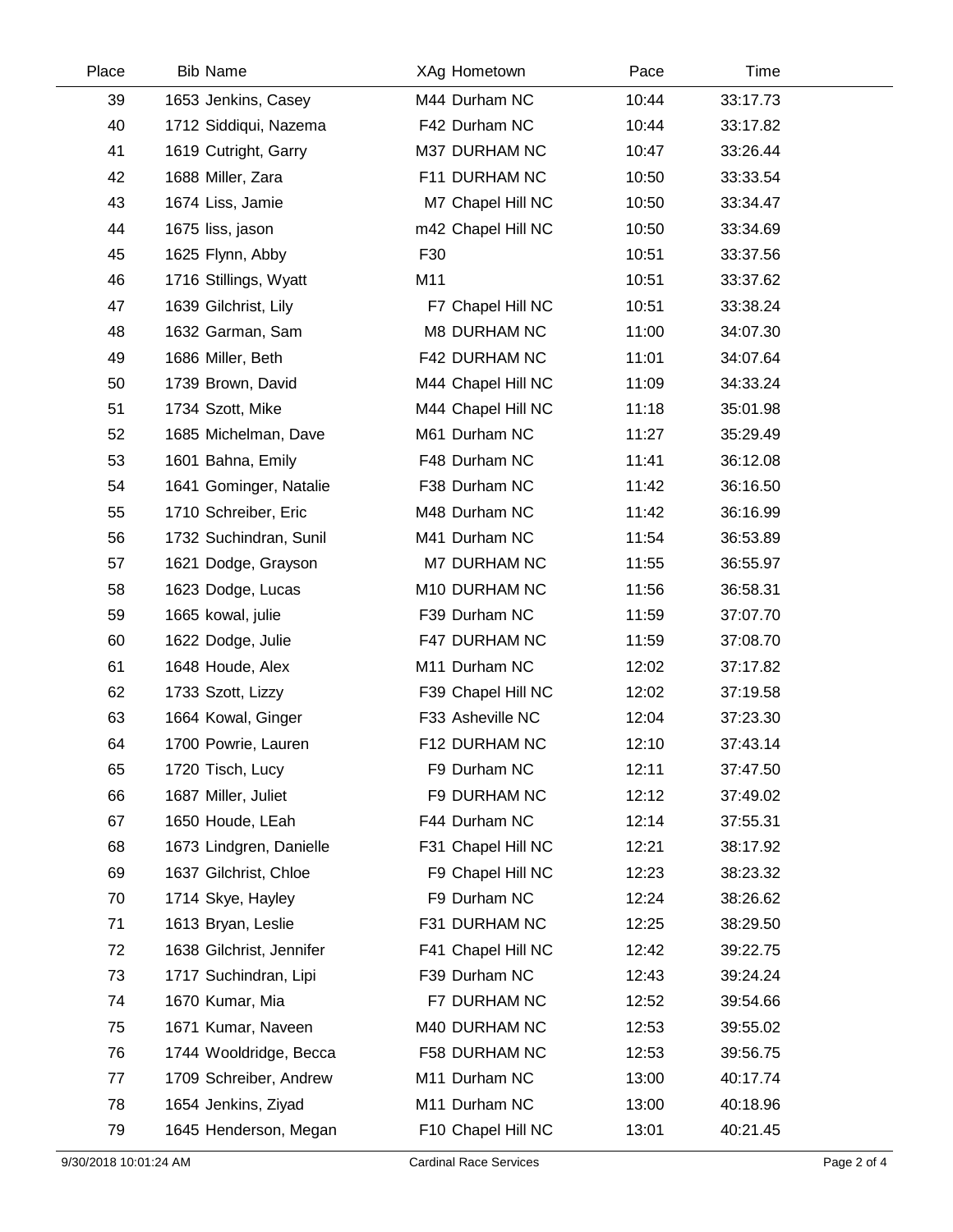| Place | Bib | Name | XAg | Hometown | Pace | Time |
|---|---|---|---|---|---|---|
| 39 | 1653 | Jenkins, Casey | M44 | Durham NC | 10:44 | 33:17.73 |
| 40 | 1712 | Siddiqui, Nazema | F42 | Durham NC | 10:44 | 33:17.82 |
| 41 | 1619 | Cutright, Garry | M37 | DURHAM NC | 10:47 | 33:26.44 |
| 42 | 1688 | Miller, Zara | F11 | DURHAM NC | 10:50 | 33:33.54 |
| 43 | 1674 | Liss, Jamie | M7 | Chapel Hill NC | 10:50 | 33:34.47 |
| 44 | 1675 | liss, jason | m42 | Chapel Hill NC | 10:50 | 33:34.69 |
| 45 | 1625 | Flynn, Abby | F30 | | 10:51 | 33:37.56 |
| 46 | 1716 | Stillings, Wyatt | M11 | | 10:51 | 33:37.62 |
| 47 | 1639 | Gilchrist, Lily | F7 | Chapel Hill NC | 10:51 | 33:38.24 |
| 48 | 1632 | Garman, Sam | M8 | DURHAM NC | 11:00 | 34:07.30 |
| 49 | 1686 | Miller, Beth | F42 | DURHAM NC | 11:01 | 34:07.64 |
| 50 | 1739 | Brown, David | M44 | Chapel Hill NC | 11:09 | 34:33.24 |
| 51 | 1734 | Szott, Mike | M44 | Chapel Hill NC | 11:18 | 35:01.98 |
| 52 | 1685 | Michelman, Dave | M61 | Durham NC | 11:27 | 35:29.49 |
| 53 | 1601 | Bahna, Emily | F48 | Durham NC | 11:41 | 36:12.08 |
| 54 | 1641 | Gominger, Natalie | F38 | Durham NC | 11:42 | 36:16.50 |
| 55 | 1710 | Schreiber, Eric | M48 | Durham NC | 11:42 | 36:16.99 |
| 56 | 1732 | Suchindran, Sunil | M41 | Durham NC | 11:54 | 36:53.89 |
| 57 | 1621 | Dodge, Grayson | M7 | DURHAM NC | 11:55 | 36:55.97 |
| 58 | 1623 | Dodge, Lucas | M10 | DURHAM NC | 11:56 | 36:58.31 |
| 59 | 1665 | kowal, julie | F39 | Durham NC | 11:59 | 37:07.70 |
| 60 | 1622 | Dodge, Julie | F47 | DURHAM NC | 11:59 | 37:08.70 |
| 61 | 1648 | Houde, Alex | M11 | Durham NC | 12:02 | 37:17.82 |
| 62 | 1733 | Szott, Lizzy | F39 | Chapel Hill NC | 12:02 | 37:19.58 |
| 63 | 1664 | Kowal, Ginger | F33 | Asheville NC | 12:04 | 37:23.30 |
| 64 | 1700 | Powrie, Lauren | F12 | DURHAM NC | 12:10 | 37:43.14 |
| 65 | 1720 | Tisch, Lucy | F9 | Durham NC | 12:11 | 37:47.50 |
| 66 | 1687 | Miller, Juliet | F9 | DURHAM NC | 12:12 | 37:49.02 |
| 67 | 1650 | Houde, LEah | F44 | Durham NC | 12:14 | 37:55.31 |
| 68 | 1673 | Lindgren, Danielle | F31 | Chapel Hill NC | 12:21 | 38:17.92 |
| 69 | 1637 | Gilchrist, Chloe | F9 | Chapel Hill NC | 12:23 | 38:23.32 |
| 70 | 1714 | Skye, Hayley | F9 | Durham NC | 12:24 | 38:26.62 |
| 71 | 1613 | Bryan, Leslie | F31 | DURHAM NC | 12:25 | 38:29.50 |
| 72 | 1638 | Gilchrist, Jennifer | F41 | Chapel Hill NC | 12:42 | 39:22.75 |
| 73 | 1717 | Suchindran, Lipi | F39 | Durham NC | 12:43 | 39:24.24 |
| 74 | 1670 | Kumar, Mia | F7 | DURHAM NC | 12:52 | 39:54.66 |
| 75 | 1671 | Kumar, Naveen | M40 | DURHAM NC | 12:53 | 39:55.02 |
| 76 | 1744 | Wooldridge, Becca | F58 | DURHAM NC | 12:53 | 39:56.75 |
| 77 | 1709 | Schreiber, Andrew | M11 | Durham NC | 13:00 | 40:17.74 |
| 78 | 1654 | Jenkins, Ziyad | M11 | Durham NC | 13:00 | 40:18.96 |
| 79 | 1645 | Henderson, Megan | F10 | Chapel Hill NC | 13:01 | 40:21.45 |

9/30/2018 10:01:24 AM — Cardinal Race Services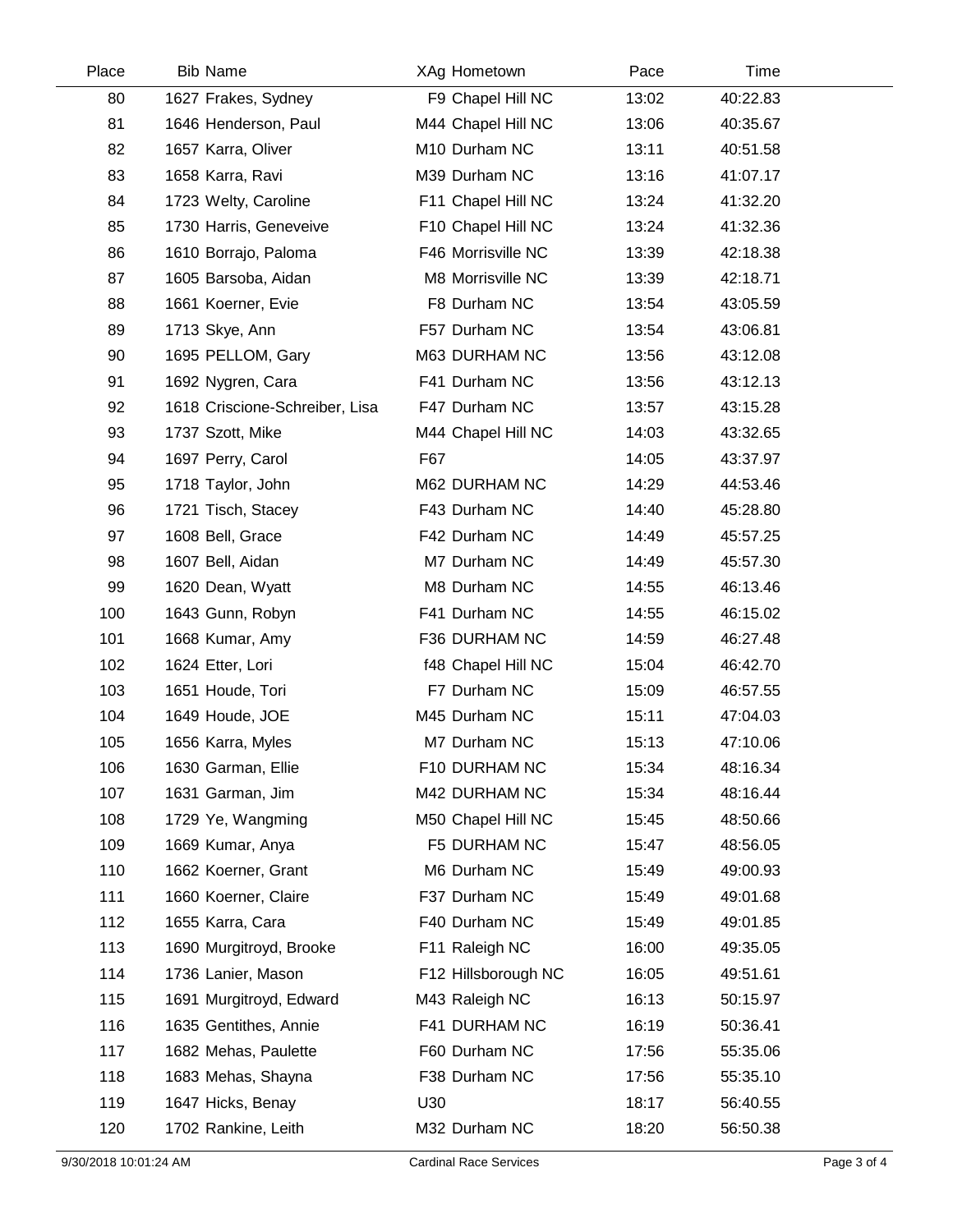| Place | Bib | Name | XAg | Hometown | Pace | Time |
|---|---|---|---|---|---|---|
| 80 | 1627 | Frakes, Sydney | F9 | Chapel Hill NC | 13:02 | 40:22.83 |
| 81 | 1646 | Henderson, Paul | M44 | Chapel Hill NC | 13:06 | 40:35.67 |
| 82 | 1657 | Karra, Oliver | M10 | Durham NC | 13:11 | 40:51.58 |
| 83 | 1658 | Karra, Ravi | M39 | Durham NC | 13:16 | 41:07.17 |
| 84 | 1723 | Welty, Caroline | F11 | Chapel Hill NC | 13:24 | 41:32.20 |
| 85 | 1730 | Harris, Geneveive | F10 | Chapel Hill NC | 13:24 | 41:32.36 |
| 86 | 1610 | Borrajo, Paloma | F46 | Morrisville NC | 13:39 | 42:18.38 |
| 87 | 1605 | Barsoba, Aidan | M8 | Morrisville NC | 13:39 | 42:18.71 |
| 88 | 1661 | Koerner, Evie | F8 | Durham NC | 13:54 | 43:05.59 |
| 89 | 1713 | Skye, Ann | F57 | Durham NC | 13:54 | 43:06.81 |
| 90 | 1695 | PELLOM, Gary | M63 | DURHAM NC | 13:56 | 43:12.08 |
| 91 | 1692 | Nygren, Cara | F41 | Durham NC | 13:56 | 43:12.13 |
| 92 | 1618 | Criscione-Schreiber, Lisa | F47 | Durham NC | 13:57 | 43:15.28 |
| 93 | 1737 | Szott, Mike | M44 | Chapel Hill NC | 14:03 | 43:32.65 |
| 94 | 1697 | Perry, Carol | F67 | | 14:05 | 43:37.97 |
| 95 | 1718 | Taylor, John | M62 | DURHAM NC | 14:29 | 44:53.46 |
| 96 | 1721 | Tisch, Stacey | F43 | Durham NC | 14:40 | 45:28.80 |
| 97 | 1608 | Bell, Grace | F42 | Durham NC | 14:49 | 45:57.25 |
| 98 | 1607 | Bell, Aidan | M7 | Durham NC | 14:49 | 45:57.30 |
| 99 | 1620 | Dean, Wyatt | M8 | Durham NC | 14:55 | 46:13.46 |
| 100 | 1643 | Gunn, Robyn | F41 | Durham NC | 14:55 | 46:15.02 |
| 101 | 1668 | Kumar, Amy | F36 | DURHAM NC | 14:59 | 46:27.48 |
| 102 | 1624 | Etter, Lori | f48 | Chapel Hill NC | 15:04 | 46:42.70 |
| 103 | 1651 | Houde, Tori | F7 | Durham NC | 15:09 | 46:57.55 |
| 104 | 1649 | Houde, JOE | M45 | Durham NC | 15:11 | 47:04.03 |
| 105 | 1656 | Karra, Myles | M7 | Durham NC | 15:13 | 47:10.06 |
| 106 | 1630 | Garman, Ellie | F10 | DURHAM NC | 15:34 | 48:16.34 |
| 107 | 1631 | Garman, Jim | M42 | DURHAM NC | 15:34 | 48:16.44 |
| 108 | 1729 | Ye, Wangming | M50 | Chapel Hill NC | 15:45 | 48:50.66 |
| 109 | 1669 | Kumar, Anya | F5 | DURHAM NC | 15:47 | 48:56.05 |
| 110 | 1662 | Koerner, Grant | M6 | Durham NC | 15:49 | 49:00.93 |
| 111 | 1660 | Koerner, Claire | F37 | Durham NC | 15:49 | 49:01.68 |
| 112 | 1655 | Karra, Cara | F40 | Durham NC | 15:49 | 49:01.85 |
| 113 | 1690 | Murgitroyd, Brooke | F11 | Raleigh NC | 16:00 | 49:35.05 |
| 114 | 1736 | Lanier, Mason | F12 | Hillsborough NC | 16:05 | 49:51.61 |
| 115 | 1691 | Murgitroyd, Edward | M43 | Raleigh NC | 16:13 | 50:15.97 |
| 116 | 1635 | Gentithes, Annie | F41 | DURHAM NC | 16:19 | 50:36.41 |
| 117 | 1682 | Mehas, Paulette | F60 | Durham NC | 17:56 | 55:35.06 |
| 118 | 1683 | Mehas, Shayna | F38 | Durham NC | 17:56 | 55:35.10 |
| 119 | 1647 | Hicks, Benay | U30 | | 18:17 | 56:40.55 |
| 120 | 1702 | Rankine, Leith | M32 | Durham NC | 18:20 | 56:50.38 |

9/30/2018 10:01:24 AM — Cardinal Race Services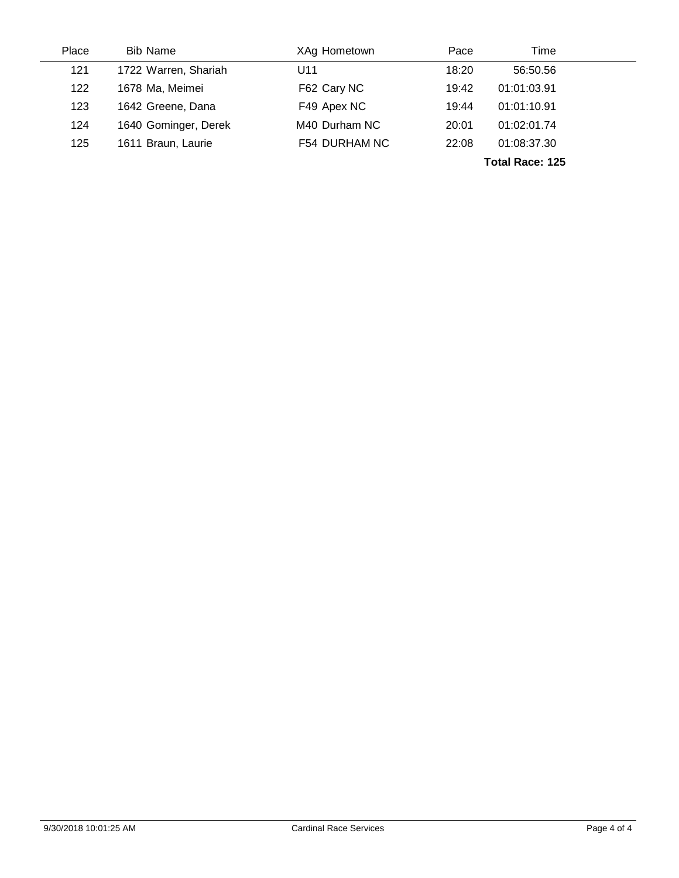| Place | Bib | Name | XAg | Hometown | Pace | Time |
|---|---|---|---|---|---|---|
| 121 | 1722 | Warren, Shariah | U11 | | 18:20 | 56:50.56 |
| 122 | 1678 | Ma, Meimei | F62 | Cary NC | 19:42 | 01:01:03.91 |
| 123 | 1642 | Greene, Dana | F49 | Apex NC | 19:44 | 01:01:10.91 |
| 124 | 1640 | Gominger, Derek | M40 | Durham NC | 20:01 | 01:02:01.74 |
| 125 | 1611 | Braun, Laurie | F54 | DURHAM NC | 22:08 | 01:08:37.30 |

**Total Race: 125**

9/30/2018 10:01:25 AM

Cardinal Race Services